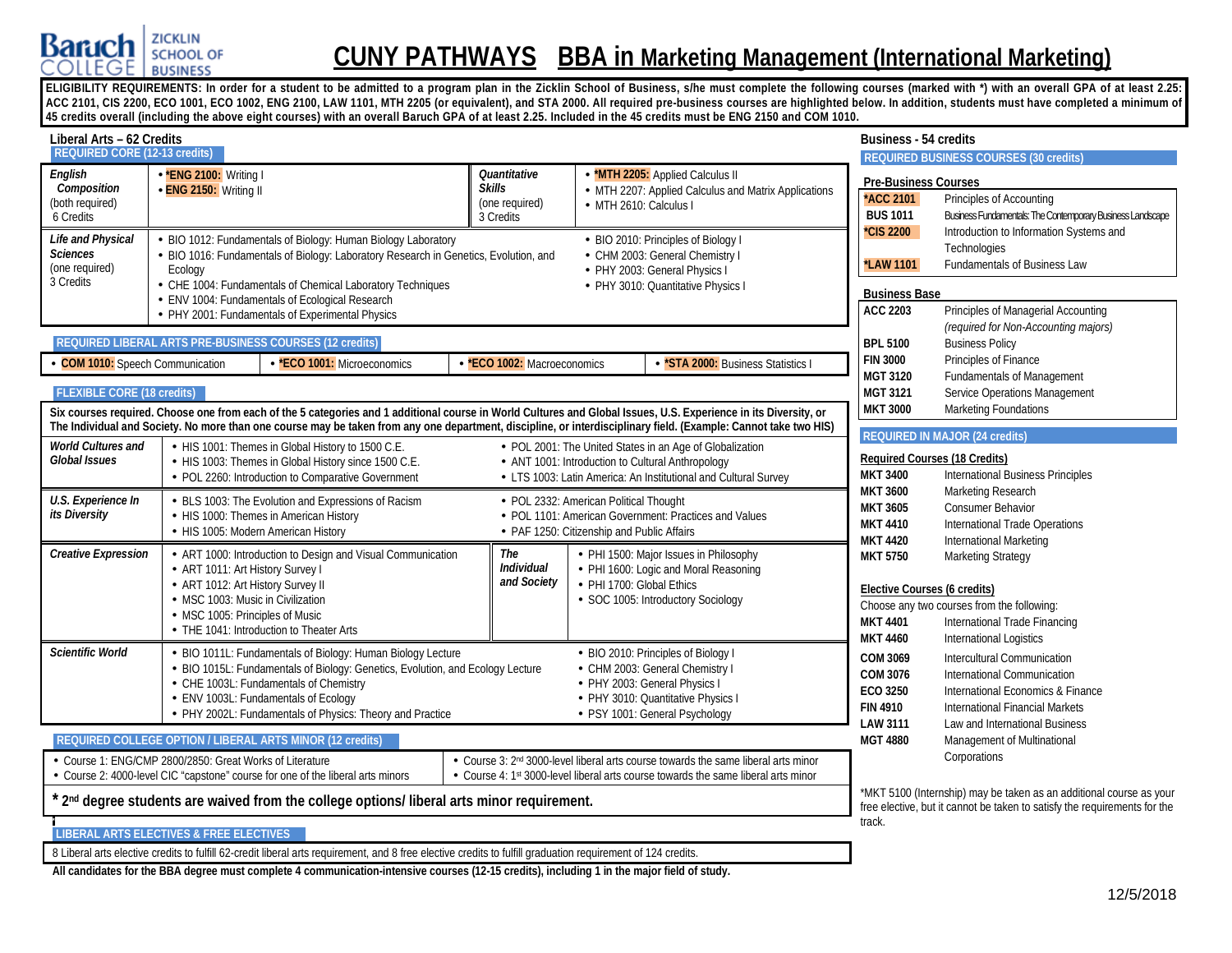Baruch College — Zicklin School of Business

# CUNY PATHWAYS BBA in Marketing Management (International Marketing)

**ELIGIBILITY REQUIREMENTS: In order for a student to be admitted to a program plan in the Zicklin School of Business, s/he must complete the following courses (marked with *) with an overall GPA of at least 2.25: ACC 2101, CIS 2200, ECO 1001, ECO 1002, ENG 2100, LAW 1101, MTH 2205 (or equivalent), and STA 2000. All required pre-business courses are highlighted below. In addition, students must have completed a minimum of 45 credits overall (including the above eight courses) with an overall Baruch GPA of at least 2.25. Included in the 45 credits must be ENG 2150 and COM 1010.**

## Liberal Arts – 62 Credits

### REQUIRED CORE (12-13 credits)

| Category | Courses | Category | Courses |
|---|---|---|---|
| *English Composition* (both required) 6 Credits | • ***ENG 2100:** Writing I<br>• **ENG 2150:** Writing II | *Quantitative Skills* (one required) 3 Credits | • ***MTH 2205:** Applied Calculus II<br>• MTH 2207: Applied Calculus and Matrix Applications<br>• MTH 2610: Calculus I |
| *Life and Physical Sciences* (one required) 3 Credits | • BIO 1012: Fundamentals of Biology: Human Biology Laboratory<br>• BIO 1016: Fundamentals of Biology: Laboratory Research in Genetics, Evolution, and Ecology<br>• CHE 1004: Fundamentals of Chemical Laboratory Techniques<br>• ENV 1004: Fundamentals of Ecological Research<br>• PHY 2001: Fundamentals of Experimental Physics | | • BIO 2010: Principles of Biology I<br>• CHM 2003: General Chemistry I<br>• PHY 2003: General Physics I<br>• PHY 3010: Quantitative Physics I |

### REQUIRED LIBERAL ARTS PRE-BUSINESS COURSES (12 credits)

| | | | |
|---|---|---|---|
| • **COM 1010:** Speech Communication | • ***ECO 1001:** Microeconomics | • ***ECO 1002:** Macroeconomics | • ***STA 2000:** Business Statistics I |

### FLEXIBLE CORE (18 credits)

**Six courses required. Choose one from each of the 5 categories and 1 additional course in World Cultures and Global Issues, U.S. Experience in its Diversity, or The Individual and Society. No more than one course may be taken from any one department, discipline, or interdisciplinary field. (Example: Cannot take two HIS)**

| Category | Courses | | |
|---|---|---|---|
| *World Cultures and Global Issues* | • HIS 1001: Themes in Global History to 1500 C.E.<br>• HIS 1003: Themes in Global History since 1500 C.E.<br>• POL 2260: Introduction to Comparative Government | | • POL 2001: The United States in an Age of Globalization<br>• ANT 1001: Introduction to Cultural Anthropology<br>• LTS 1003: Latin America: An Institutional and Cultural Survey |
| *U.S. Experience In its Diversity* | • BLS 1003: The Evolution and Expressions of Racism<br>• HIS 1000: Themes in American History<br>• HIS 1005: Modern American History | | • POL 2332: American Political Thought<br>• POL 1101: American Government: Practices and Values<br>• PAF 1250: Citizenship and Public Affairs |
| *Creative Expression* | • ART 1000: Introduction to Design and Visual Communication<br>• ART 1011: Art History Survey I<br>• ART 1012: Art History Survey II<br>• MSC 1003: Music in Civilization<br>• MSC 1005: Principles of Music<br>• THE 1041: Introduction to Theater Arts | *The Individual and Society* | • PHI 1500: Major Issues in Philosophy<br>• PHI 1600: Logic and Moral Reasoning<br>• PHI 1700: Global Ethics<br>• SOC 1005: Introductory Sociology |
| *Scientific World* | • BIO 1011L: Fundamentals of Biology: Human Biology Lecture<br>• BIO 1015L: Fundamentals of Biology: Genetics, Evolution, and Ecology Lecture<br>• CHE 1003L: Fundamentals of Chemistry<br>• ENV 1003L: Fundamentals of Ecology<br>• PHY 2002L: Fundamentals of Physics: Theory and Practice | | • BIO 2010: Principles of Biology I<br>• CHM 2003: General Chemistry I<br>• PHY 2003: General Physics I<br>• PHY 3010: Quantitative Physics I<br>• PSY 1001: General Psychology |

### REQUIRED COLLEGE OPTION / LIBERAL ARTS MINOR (12 credits)

| | |
|---|---|
| • Course 1: ENG/CMP 2800/2850: Great Works of Literature<br>• Course 2: 4000-level CIC "capstone" course for one of the liberal arts minors | • Course 3: 2nd 3000-level liberal arts course towards the same liberal arts minor<br>• Course 4: 1st 3000-level liberal arts course towards the same liberal arts minor |

**\* 2nd degree students are waived from the college options/ liberal arts minor requirement.**

### LIBERAL ARTS ELECTIVES & FREE ELECTIVES

8 Liberal arts elective credits to fulfill 62-credit liberal arts requirement, and 8 free elective credits to fulfill graduation requirement of 124 credits.

**All candidates for the BBA degree must complete 4 communication-intensive courses (12-15 credits), including 1 in the major field of study.**

## Business - 54 credits

### REQUIRED BUSINESS COURSES (30 credits)

**Pre-Business Courses**

| Course | Title |
|---|---|
| ***ACC 2101** | Principles of Accounting |
| **BUS 1011** | Business Fundamentals: The Contemporary Business Landscape |
| ***CIS 2200** | Introduction to Information Systems and Technologies |
| ***LAW 1101** | Fundamentals of Business Law |

**Business Base**

| Course | Title |
|---|---|
| ACC 2203 | Principles of Managerial Accounting *(required for Non-Accounting majors)* |
| BPL 5100 | Business Policy |
| FIN 3000 | Principles of Finance |
| MGT 3120 | Fundamentals of Management |
| MGT 3121 | Service Operations Management |
| MKT 3000 | Marketing Foundations |

### REQUIRED IN MAJOR (24 credits)

**Required Courses (18 Credits)**

| Course | Title |
|---|---|
| MKT 3400 | International Business Principles |
| MKT 3600 | Marketing Research |
| MKT 3605 | Consumer Behavior |
| MKT 4410 | International Trade Operations |
| MKT 4420 | International Marketing |
| MKT 5750 | Marketing Strategy |

**Elective Courses (6 credits)**

Choose any two courses from the following:

| Course | Title |
|---|---|
| MKT 4401 | International Trade Financing |
| MKT 4460 | International Logistics |
| COM 3069 | Intercultural Communication |
| COM 3076 | International Communication |
| ECO 3250 | International Economics & Finance |
| FIN 4910 | International Financial Markets |
| LAW 3111 | Law and International Business |
| MGT 4880 | Management of Multinational Corporations |

*MKT 5100 (Internship) may be taken as an additional course as your free elective, but it cannot be taken to satisfy the requirements for the track.

12/5/2018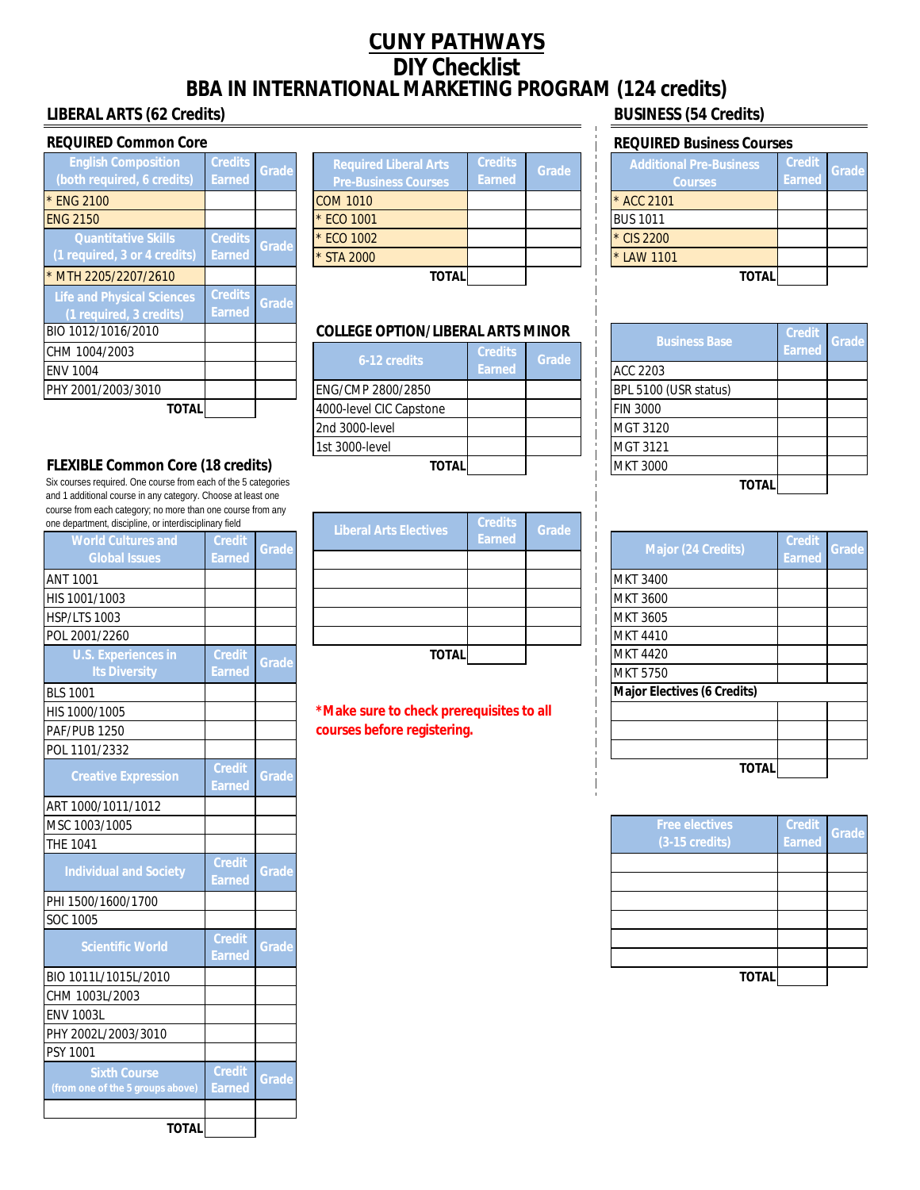# CUNY PATHWAYS

# DIY Checklist

# BBA IN INTERNATIONAL MARKETING PROGRAM (124 credits)

## LIBERAL ARTS (62 Credits)

### REQUIRED Common Core

| English Composition (both required, 6 credits) | Credits Earned | Grade |
|---|---|---|
| * ENG 2100 | | |
| ENG 2150 | | |

| Quantitative Skills (1 required, 3 or 4 credits) | Credits Earned | Grade |
|---|---|---|
| * MTH 2205/2207/2610 | | |

| Life and Physical Sciences (1 required, 3 credits) | Credits Earned | Grade |
|---|---|---|
| BIO 1012/1016/2010 | | |
| CHM 1004/2003 | | |
| ENV 1004 | | |
| PHY 2001/2003/3010 | | |
| **TOTAL** | | |

| Required Liberal Arts Pre-Business Courses | Credits Earned | Grade |
|---|---|---|
| COM 1010 | | |
| * ECO 1001 | | |
| * ECO 1002 | | |
| * STA 2000 | | |
| **TOTAL** | | |

### COLLEGE OPTION/LIBERAL ARTS MINOR

| 6-12 credits | Credits Earned | Grade |
|---|---|---|
| ENG/CMP 2800/2850 | | |
| 4000-level CIC Capstone | | |
| 2nd 3000-level | | |
| 1st 3000-level | | |
| **TOTAL** | | |

### FLEXIBLE Common Core (18 credits)

Six courses required. One course from each of the 5 categories and 1 additional course in any category. Choose at least one course from each category; no more than one course from any one department, discipline, or interdisciplinary field

| World Cultures and Global Issues | Credit Earned | Grade |
|---|---|---|
| ANT 1001 | | |
| HIS 1001/1003 | | |
| HSP/LTS 1003 | | |
| POL 2001/2260 | | |

| U.S. Experiences in Its Diversity | Credit Earned | Grade |
|---|---|---|
| BLS 1001 | | |
| HIS 1000/1005 | | |
| PAF/PUB 1250 | | |
| POL 1101/2332 | | |

| Creative Expression | Credit Earned | Grade |
|---|---|---|
| ART 1000/1011/1012 | | |
| MSC 1003/1005 | | |
| THE 1041 | | |

| Individual and Society | Credit Earned | Grade |
|---|---|---|
| PHI 1500/1600/1700 | | |
| SOC 1005 | | |

| Scientific World | Credit Earned | Grade |
|---|---|---|
| BIO 1011L/1015L/2010 | | |
| CHM 1003L/2003 | | |
| ENV 1003L | | |
| PHY 2002L/2003/3010 | | |
| PSY 1001 | | |

| Sixth Course (from one of the 5 groups above) | Credit Earned | Grade |
|---|---|---|
| | | |
| **TOTAL** | | |

| Liberal Arts Electives | Credits Earned | Grade |
|---|---|---|
| | | |
| | | |
| | | |
| | | |
| **TOTAL** | | |

***Make sure to check prerequisites to all courses before registering.**

## BUSINESS (54 Credits)

### REQUIRED Business Courses

| Additional Pre-Business Courses | Credit Earned | Grade |
|---|---|---|
| * ACC 2101 | | |
| BUS 1011 | | |
| * CIS 2200 | | |
| * LAW 1101 | | |
| **TOTAL** | | |

| Business Base | Credit Earned | Grade |
|---|---|---|
| ACC 2203 | | |
| BPL 5100 (USR status) | | |
| FIN 3000 | | |
| MGT 3120 | | |
| MGT 3121 | | |
| MKT 3000 | | |
| **TOTAL** | | |

| Major (24 Credits) | Credit Earned | Grade |
|---|---|---|
| MKT 3400 | | |
| MKT 3600 | | |
| MKT 3605 | | |
| MKT 4410 | | |
| MKT 4420 | | |
| MKT 5750 | | |
| **Major Electives (6 Credits)** | | |
| | | |
| | | |
| | | |
| **TOTAL** | | |

| Free electives (3-15 credits) | Credit Earned | Grade |
|---|---|---|
| | | |
| | | |
| | | |
| | | |
| | | |
| | | |
| **TOTAL** | | |